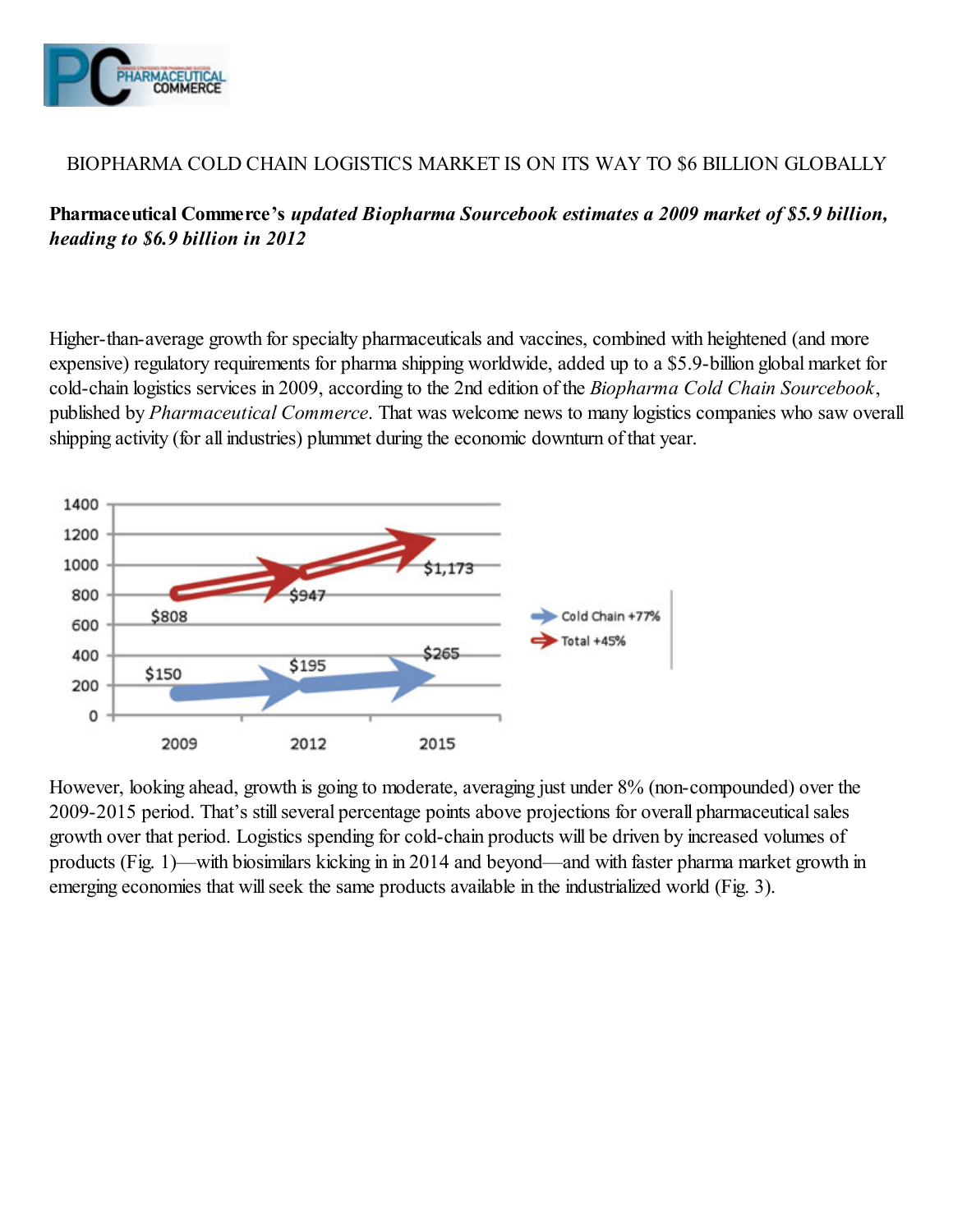# BIOPHARMA COLD CHAIN LOGISTICS MARKET IS ON ITS WAY TO $6 BILLION GLOBALLY

**Pharmaceutical Commerce's** ***updated Biopharma Sourcebook estimates a 2009 market of $5.9 billion, heading to $6.9 billion in 2012***

Higher-than-average growth for specialty pharmaceuticals and vaccines, combined with heightened (and more expensive) regulatory requirements for pharma shipping worldwide, added up to a $5.9-billion global market for cold-chain logistics services in 2009, according to the 2nd edition of the *Biopharma Cold Chain Sourcebook*, published by *Pharmaceutical Commerce*. That was welcome news to many logistics companies who saw overall shipping activity (for all industries) plummet during the economic downturn of that year.

| | 2009 | 2012 | 2015 |
|---|---|---|---|
| Cold Chain +77% | $150 | $195 | $265 |
| Total +45% | $808 | $947 | $1,173 |

However, looking ahead, growth is going to moderate, averaging just under 8% (non-compounded) over the 2009-2015 period. That's still several percentage points above projections for overall pharmaceutical sales growth over that period. Logistics spending for cold-chain products will be driven by increased volumes of products (Fig. 1)—with biosimilars kicking in in 2014 and beyond—and with faster pharma market growth in emerging economies that will seek the same products available in the industrialized world (Fig. 3).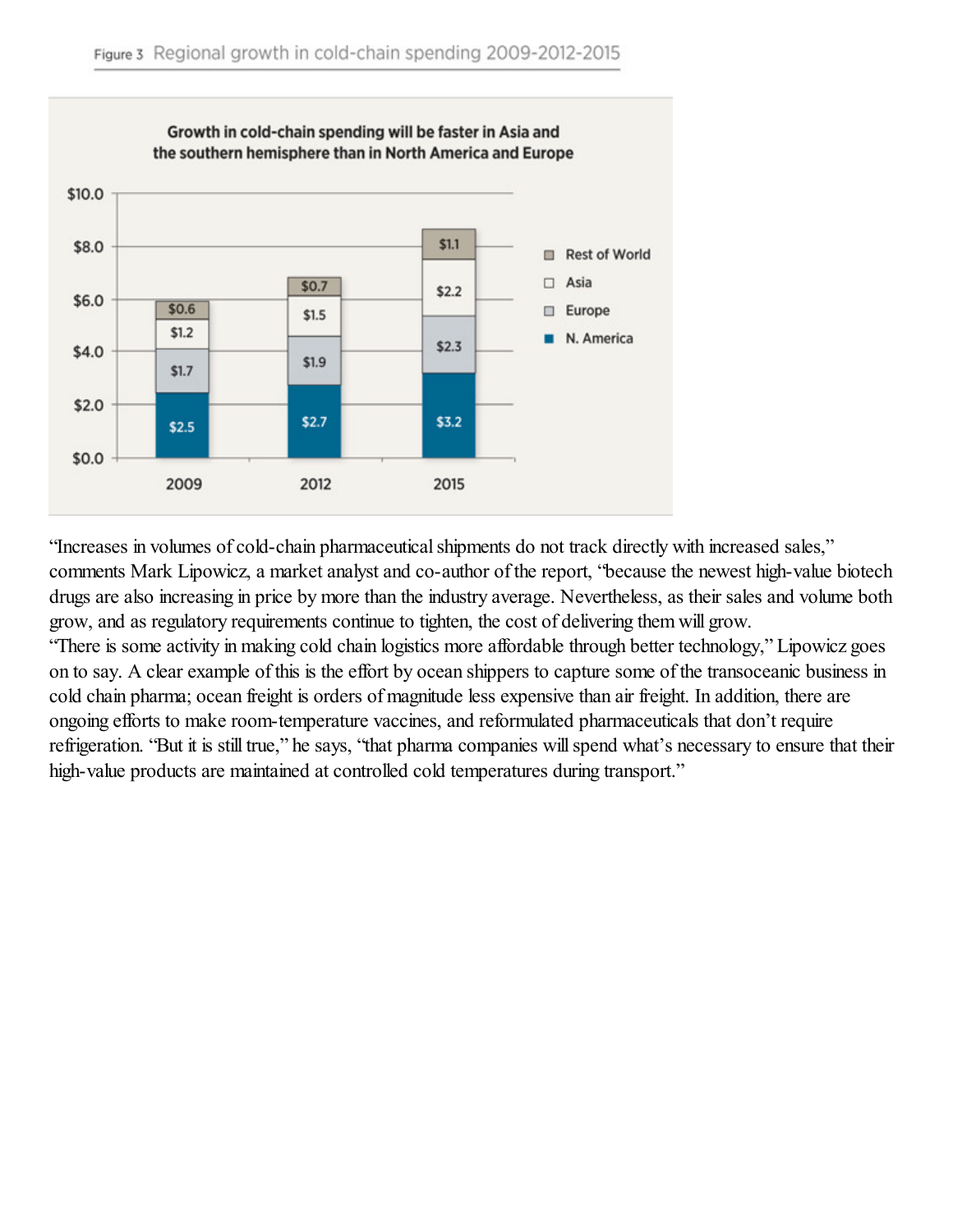Figure 3 Regional growth in cold-chain spending 2009-2012-2015

**Growth in cold-chain spending will be faster in Asia and the southern hemisphere than in North America and Europe**

| | 2009 | 2012 | 2015 |
|---|---|---|---|
| Rest of World | $0.6 | $0.7 | $1.1 |
| Asia | $1.2 | $1.5 | $2.2 |
| Europe | $1.7 | $1.9 | $2.3 |
| N. America | $2.5 | $2.7 | $3.2 |

"Increases in volumes of cold-chain pharmaceutical shipments do not track directly with increased sales," comments Mark Lipowicz, a market analyst and co-author of the report, "because the newest high-value biotech drugs are also increasing in price by more than the industry average. Nevertheless, as their sales and volume both grow, and as regulatory requirements continue to tighten, the cost of delivering them will grow.

"There is some activity in making cold chain logistics more affordable through better technology," Lipowicz goes on to say. A clear example of this is the effort by ocean shippers to capture some of the transoceanic business in cold chain pharma; ocean freight is orders of magnitude less expensive than air freight. In addition, there are ongoing efforts to make room-temperature vaccines, and reformulated pharmaceuticals that don't require refrigeration. "But it is still true," he says, "that pharma companies will spend what's necessary to ensure that their high-value products are maintained at controlled cold temperatures during transport."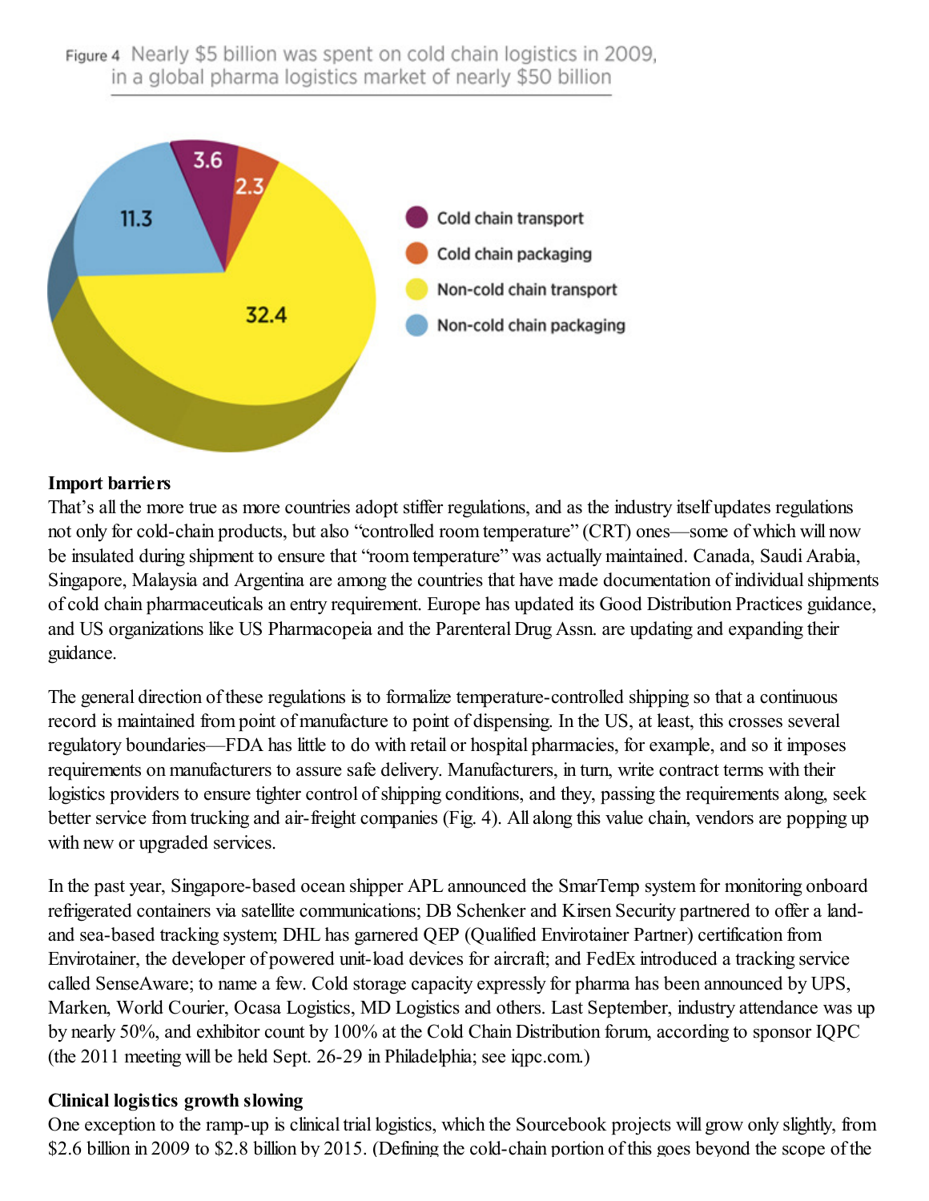Figure 4 Nearly $5 billion was spent on cold chain logistics in 2009, in a global pharma logistics market of nearly $50 billion

| Segment | Value |
| --- | --- |
| Cold chain transport | 3.6 |
| Cold chain packaging | 2.3 |
| Non-cold chain transport | 32.4 |
| Non-cold chain packaging | 11.3 |

**Import barriers**

That's all the more true as more countries adopt stiffer regulations, and as the industry itself updates regulations not only for cold-chain products, but also "controlled room temperature" (CRT) ones—some of which will now be insulated during shipment to ensure that "room temperature" was actually maintained. Canada, Saudi Arabia, Singapore, Malaysia and Argentina are among the countries that have made documentation of individual shipments of cold chain pharmaceuticals an entry requirement. Europe has updated its Good Distribution Practices guidance, and US organizations like US Pharmacopeia and the Parenteral Drug Assn. are updating and expanding their guidance.

The general direction of these regulations is to formalize temperature-controlled shipping so that a continuous record is maintained from point of manufacture to point of dispensing. In the US, at least, this crosses several regulatory boundaries—FDA has little to do with retail or hospital pharmacies, for example, and so it imposes requirements on manufacturers to assure safe delivery. Manufacturers, in turn, write contract terms with their logistics providers to ensure tighter control of shipping conditions, and they, passing the requirements along, seek better service from trucking and air-freight companies (Fig. 4). All along this value chain, vendors are popping up with new or upgraded services.

In the past year, Singapore-based ocean shipper APL announced the SmarTemp system for monitoring onboard refrigerated containers via satellite communications; DB Schenker and Kirsen Security partnered to offer a land- and sea-based tracking system; DHL has garnered QEP (Qualified Envirotainer Partner) certification from Envirotainer, the developer of powered unit-load devices for aircraft; and FedEx introduced a tracking service called SenseAware; to name a few. Cold storage capacity expressly for pharma has been announced by UPS, Marken, World Courier, Ocasa Logistics, MD Logistics and others. Last September, industry attendance was up by nearly 50%, and exhibitor count by 100% at the Cold Chain Distribution forum, according to sponsor IQPC (the 2011 meeting will be held Sept. 26-29 in Philadelphia; see iqpc.com.)

**Clinical logistics growth slowing**

One exception to the ramp-up is clinical trial logistics, which the Sourcebook projects will grow only slightly, from $2.6 billion in 2009 to $2.8 billion by 2015. (Defining the cold-chain portion of this goes beyond the scope of the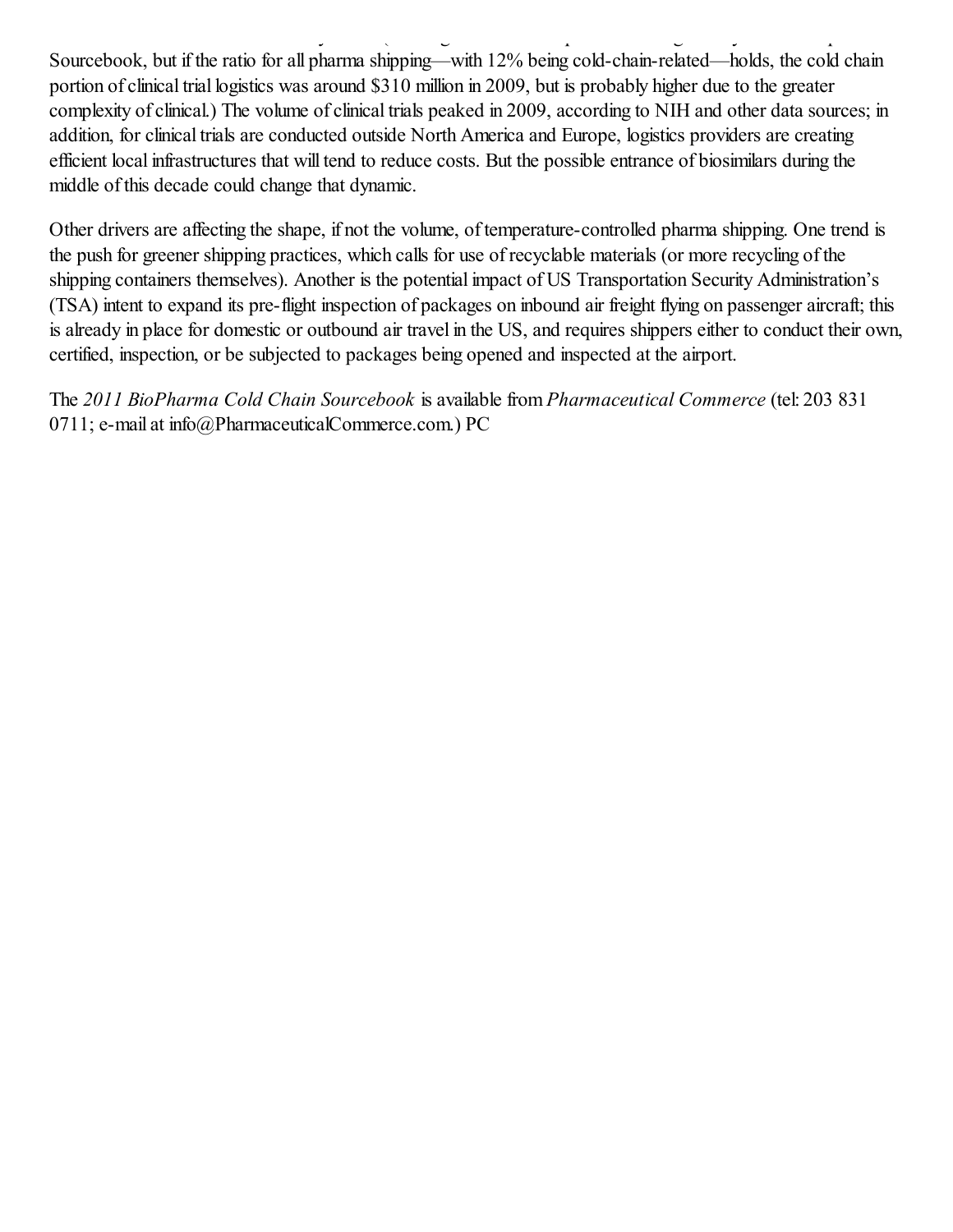Sourcebook, but if the ratio for all pharma shipping—with 12% being cold-chain-related—holds, the cold chain portion of clinical trial logistics was around $310 million in 2009, but is probably higher due to the greater complexity of clinical.) The volume of clinical trials peaked in 2009, according to NIH and other data sources; in addition, for clinical trials are conducted outside North America and Europe, logistics providers are creating efficient local infrastructures that will tend to reduce costs. But the possible entrance of biosimilars during the middle of this decade could change that dynamic.

Other drivers are affecting the shape, if not the volume, of temperature-controlled pharma shipping. One trend is the push for greener shipping practices, which calls for use of recyclable materials (or more recycling of the shipping containers themselves). Another is the potential impact of US Transportation Security Administration's (TSA) intent to expand its pre-flight inspection of packages on inbound air freight flying on passenger aircraft; this is already in place for domestic or outbound air travel in the US, and requires shippers either to conduct their own, certified, inspection, or be subjected to packages being opened and inspected at the airport.

The *2011 BioPharma Cold Chain Sourcebook* is available from *Pharmaceutical Commerce* (tel: 203 831 0711; e-mail at info@PharmaceuticalCommerce.com.) PC